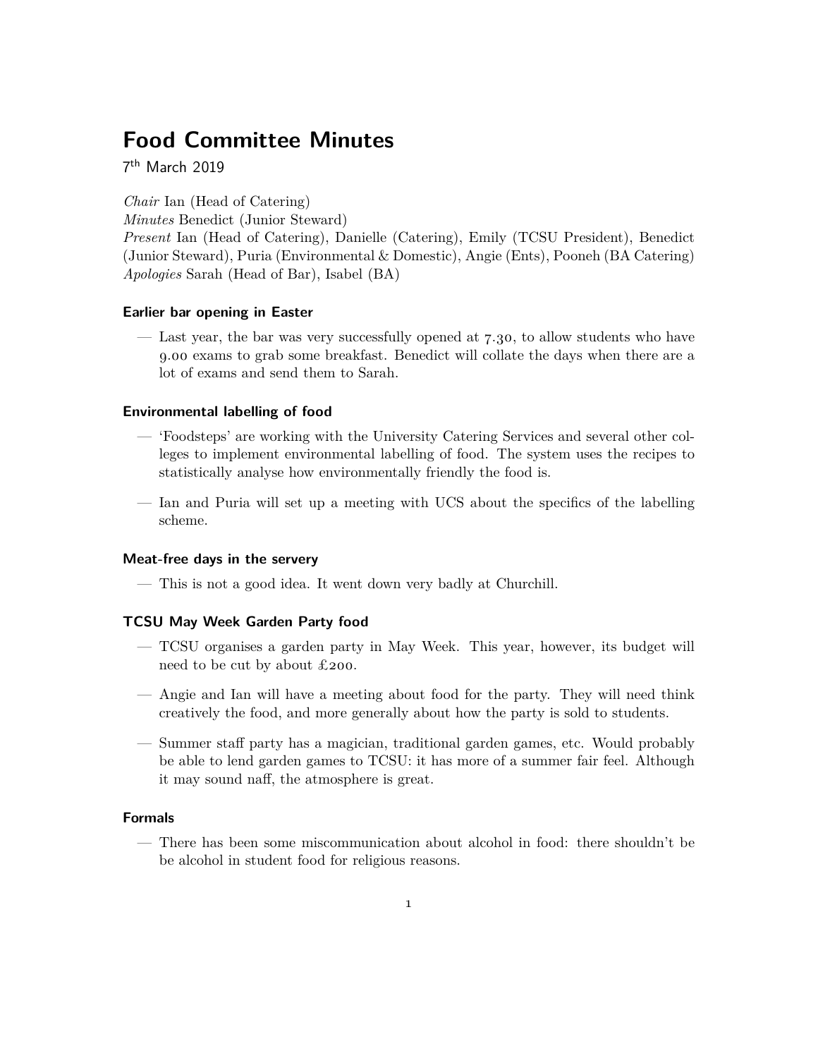# Food Committee Minutes

7th March 2019

*Chair* Ian (Head of Catering)
*Minutes* Benedict (Junior Steward)
*Present* Ian (Head of Catering), Danielle (Catering), Emily (TCSU President), Benedict (Junior Steward), Puria (Environmental & Domestic), Angie (Ents), Pooneh (BA Catering)
*Apologies* Sarah (Head of Bar), Isabel (BA)

### Earlier bar opening in Easter

— Last year, the bar was very successfully opened at 7.30, to allow students who have 9.00 exams to grab some breakfast. Benedict will collate the days when there are a lot of exams and send them to Sarah.

### Environmental labelling of food

— 'Foodsteps' are working with the University Catering Services and several other colleges to implement environmental labelling of food. The system uses the recipes to statistically analyse how environmentally friendly the food is.

— Ian and Puria will set up a meeting with UCS about the specifics of the labelling scheme.

### Meat-free days in the servery

— This is not a good idea. It went down very badly at Churchill.

### TCSU May Week Garden Party food

— TCSU organises a garden party in May Week. This year, however, its budget will need to be cut by about £200.

— Angie and Ian will have a meeting about food for the party. They will need think creatively the food, and more generally about how the party is sold to students.

— Summer staff party has a magician, traditional garden games, etc. Would probably be able to lend garden games to TCSU: it has more of a summer fair feel. Although it may sound naff, the atmosphere is great.

### Formals

— There has been some miscommunication about alcohol in food: there shouldn't be be alcohol in student food for religious reasons.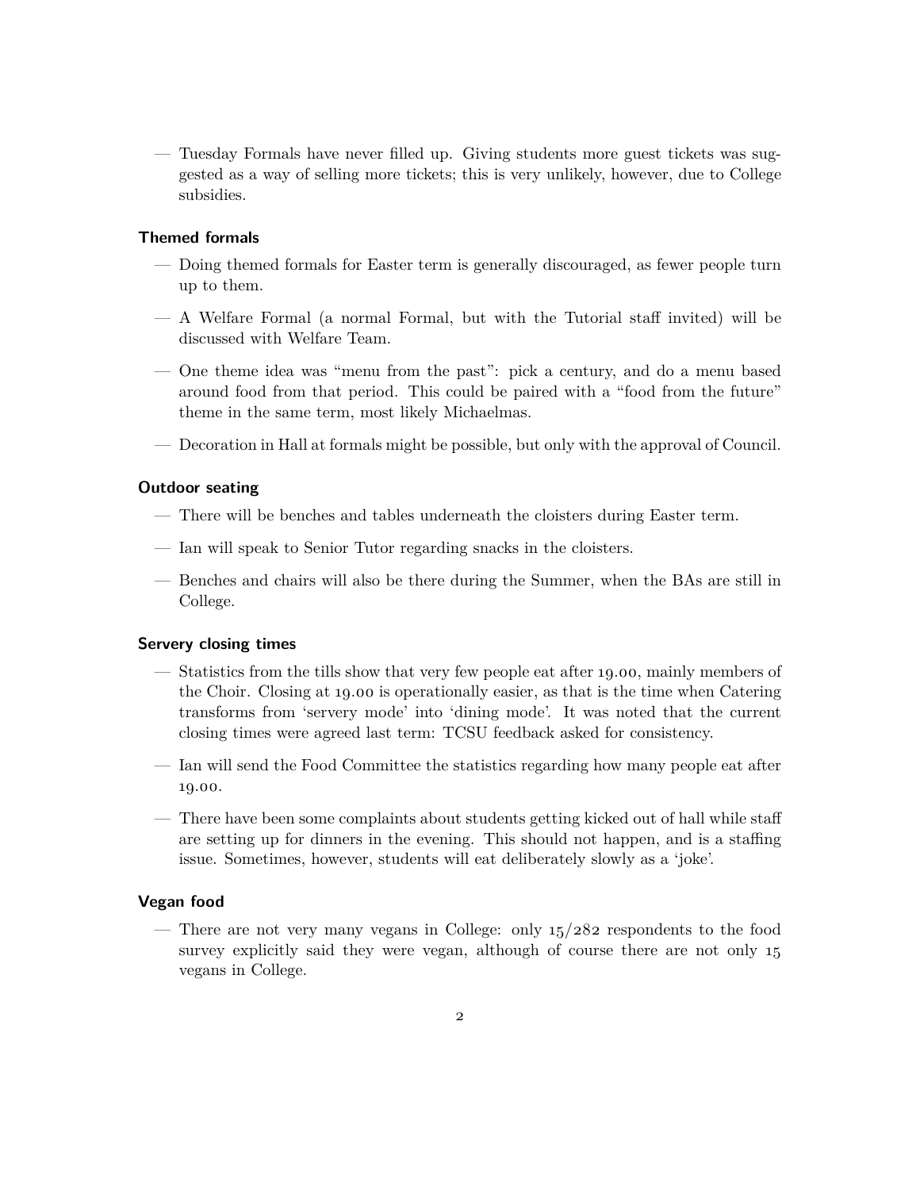— Tuesday Formals have never filled up. Giving students more guest tickets was suggested as a way of selling more tickets; this is very unlikely, however, due to College subsidies.

### Themed formals

— Doing themed formals for Easter term is generally discouraged, as fewer people turn up to them.

— A Welfare Formal (a normal Formal, but with the Tutorial staff invited) will be discussed with Welfare Team.

— One theme idea was "menu from the past": pick a century, and do a menu based around food from that period. This could be paired with a "food from the future" theme in the same term, most likely Michaelmas.

— Decoration in Hall at formals might be possible, but only with the approval of Council.

### Outdoor seating

— There will be benches and tables underneath the cloisters during Easter term.

— Ian will speak to Senior Tutor regarding snacks in the cloisters.

— Benches and chairs will also be there during the Summer, when the BAs are still in College.

### Servery closing times

— Statistics from the tills show that very few people eat after 19.00, mainly members of the Choir. Closing at 19.00 is operationally easier, as that is the time when Catering transforms from 'servery mode' into 'dining mode'. It was noted that the current closing times were agreed last term: TCSU feedback asked for consistency.

— Ian will send the Food Committee the statistics regarding how many people eat after 19.00.

— There have been some complaints about students getting kicked out of hall while staff are setting up for dinners in the evening. This should not happen, and is a staffing issue. Sometimes, however, students will eat deliberately slowly as a 'joke'.

### Vegan food

— There are not very many vegans in College: only 15/282 respondents to the food survey explicitly said they were vegan, although of course there are not only 15 vegans in College.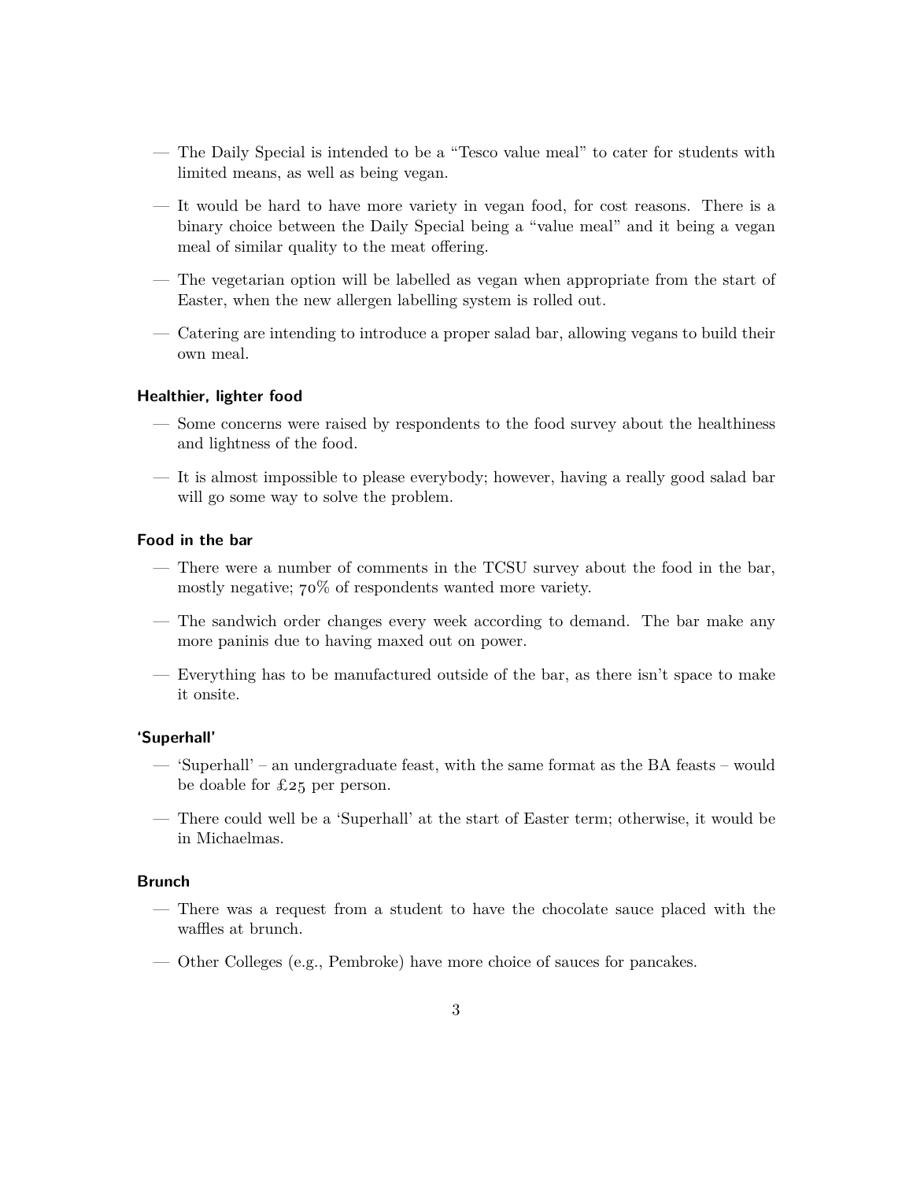- The Daily Special is intended to be a "Tesco value meal" to cater for students with limited means, as well as being vegan.
- It would be hard to have more variety in vegan food, for cost reasons. There is a binary choice between the Daily Special being a "value meal" and it being a vegan meal of similar quality to the meat offering.
- The vegetarian option will be labelled as vegan when appropriate from the start of Easter, when the new allergen labelling system is rolled out.
- Catering are intending to introduce a proper salad bar, allowing vegans to build their own meal.

### Healthier, lighter food

- Some concerns were raised by respondents to the food survey about the healthiness and lightness of the food.
- It is almost impossible to please everybody; however, having a really good salad bar will go some way to solve the problem.

### Food in the bar

- There were a number of comments in the TCSU survey about the food in the bar, mostly negative; 70% of respondents wanted more variety.
- The sandwich order changes every week according to demand. The bar make any more paninis due to having maxed out on power.
- Everything has to be manufactured outside of the bar, as there isn't space to make it onsite.

### 'Superhall'

- 'Superhall' – an undergraduate feast, with the same format as the BA feasts – would be doable for £25 per person.
- There could well be a 'Superhall' at the start of Easter term; otherwise, it would be in Michaelmas.

### Brunch

- There was a request from a student to have the chocolate sauce placed with the waffles at brunch.
- Other Colleges (e.g., Pembroke) have more choice of sauces for pancakes.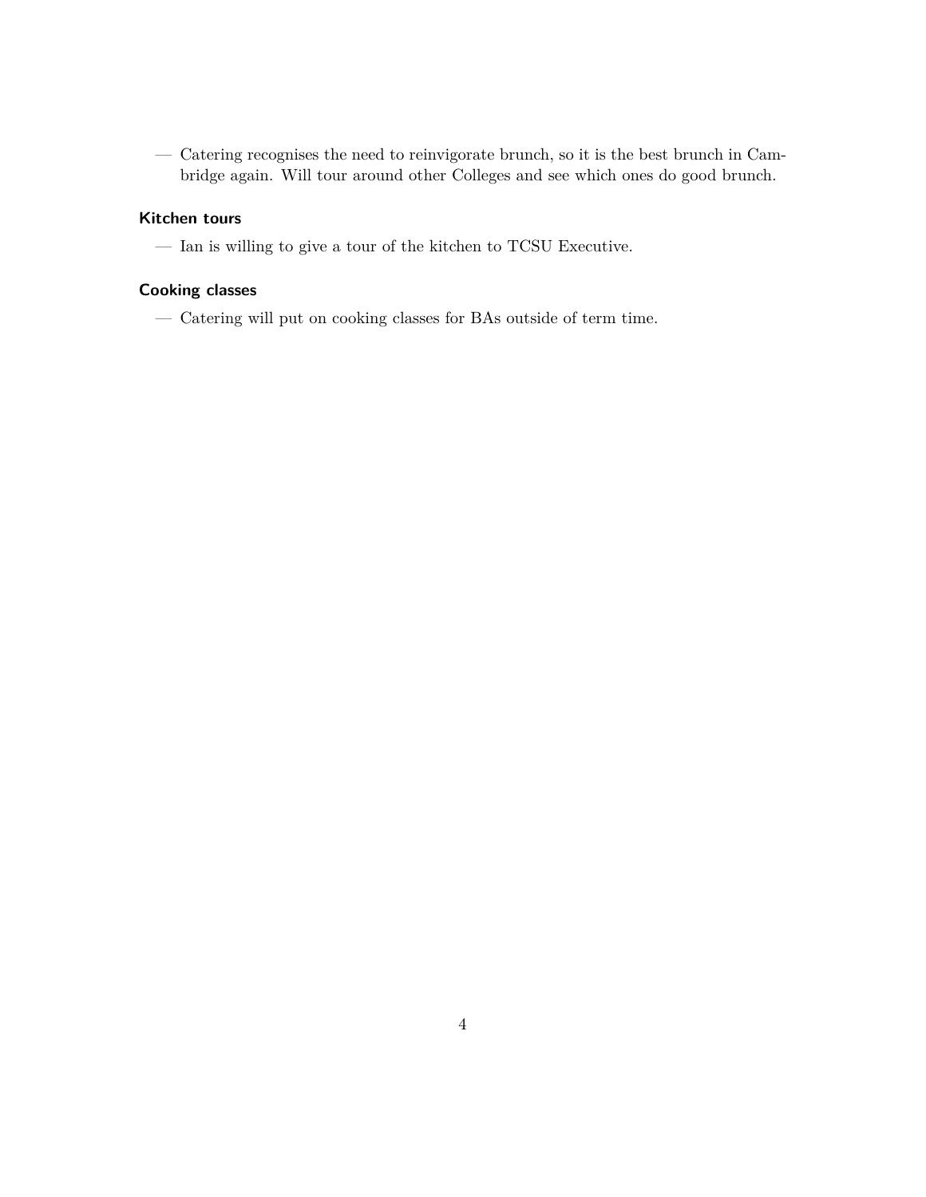— Catering recognises the need to reinvigorate brunch, so it is the best brunch in Cambridge again. Will tour around other Colleges and see which ones do good brunch.

### Kitchen tours

— Ian is willing to give a tour of the kitchen to TCSU Executive.

### Cooking classes

— Catering will put on cooking classes for BAs outside of term time.